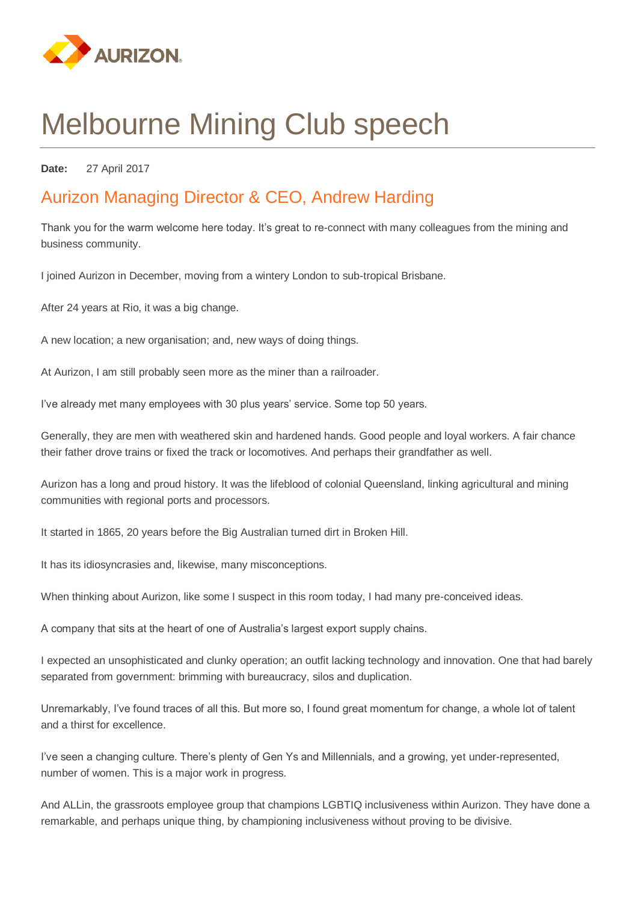# Melbourne Mining Club speech

**Date:** 27 April 2017

## Aurizon Managing Director & CEO, Andrew Harding

Thank you for the warm welcome here today. It's great to re-connect with many colleagues from the mining and business community.

I joined Aurizon in December, moving from a wintery London to sub-tropical Brisbane.

After 24 years at Rio, it was a big change.

A new location; a new organisation; and, new ways of doing things.

At Aurizon, I am still probably seen more as the miner than a railroader.

I've already met many employees with 30 plus years' service. Some top 50 years.

Generally, they are men with weathered skin and hardened hands. Good people and loyal workers. A fair chance their father drove trains or fixed the track or locomotives. And perhaps their grandfather as well.

Aurizon has a long and proud history. It was the lifeblood of colonial Queensland, linking agricultural and mining communities with regional ports and processors.

It started in 1865, 20 years before the Big Australian turned dirt in Broken Hill.

It has its idiosyncrasies and, likewise, many misconceptions.

When thinking about Aurizon, like some I suspect in this room today, I had many pre-conceived ideas.

A company that sits at the heart of one of Australia's largest export supply chains.

I expected an unsophisticated and clunky operation; an outfit lacking technology and innovation. One that had barely separated from government: brimming with bureaucracy, silos and duplication.

Unremarkably, I've found traces of all this. But more so, I found great momentum for change, a whole lot of talent and a thirst for excellence.

I've seen a changing culture. There's plenty of Gen Ys and Millennials, and a growing, yet under-represented, number of women. This is a major work in progress.

And ALLin, the grassroots employee group that champions LGBTIQ inclusiveness within Aurizon. They have done a remarkable, and perhaps unique thing, by championing inclusiveness without proving to be divisive.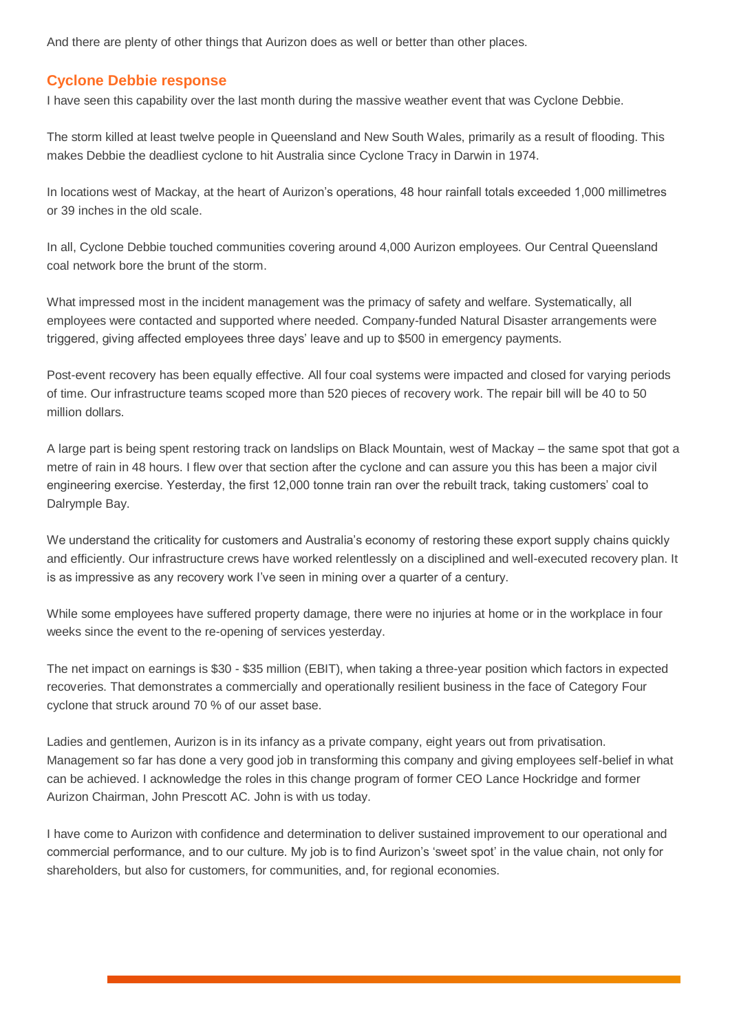And there are plenty of other things that Aurizon does as well or better than other places.

## Cyclone Debbie response

I have seen this capability over the last month during the massive weather event that was Cyclone Debbie.

The storm killed at least twelve people in Queensland and New South Wales, primarily as a result of flooding. This makes Debbie the deadliest cyclone to hit Australia since Cyclone Tracy in Darwin in 1974.

In locations west of Mackay, at the heart of Aurizon's operations, 48 hour rainfall totals exceeded 1,000 millimetres or 39 inches in the old scale.

In all, Cyclone Debbie touched communities covering around 4,000 Aurizon employees. Our Central Queensland coal network bore the brunt of the storm.

What impressed most in the incident management was the primacy of safety and welfare. Systematically, all employees were contacted and supported where needed. Company-funded Natural Disaster arrangements were triggered, giving affected employees three days' leave and up to $500 in emergency payments.

Post-event recovery has been equally effective. All four coal systems were impacted and closed for varying periods of time. Our infrastructure teams scoped more than 520 pieces of recovery work. The repair bill will be 40 to 50 million dollars.

A large part is being spent restoring track on landslips on Black Mountain, west of Mackay – the same spot that got a metre of rain in 48 hours. I flew over that section after the cyclone and can assure you this has been a major civil engineering exercise. Yesterday, the first 12,000 tonne train ran over the rebuilt track, taking customers' coal to Dalrymple Bay.

We understand the criticality for customers and Australia's economy of restoring these export supply chains quickly and efficiently. Our infrastructure crews have worked relentlessly on a disciplined and well-executed recovery plan. It is as impressive as any recovery work I've seen in mining over a quarter of a century.

While some employees have suffered property damage, there were no injuries at home or in the workplace in four weeks since the event to the re-opening of services yesterday.

The net impact on earnings is $30 - $35 million (EBIT), when taking a three-year position which factors in expected recoveries. That demonstrates a commercially and operationally resilient business in the face of Category Four cyclone that struck around 70 % of our asset base.

Ladies and gentlemen, Aurizon is in its infancy as a private company, eight years out from privatisation. Management so far has done a very good job in transforming this company and giving employees self-belief in what can be achieved. I acknowledge the roles in this change program of former CEO Lance Hockridge and former Aurizon Chairman, John Prescott AC. John is with us today.

I have come to Aurizon with confidence and determination to deliver sustained improvement to our operational and commercial performance, and to our culture. My job is to find Aurizon's 'sweet spot' in the value chain, not only for shareholders, but also for customers, for communities, and, for regional economies.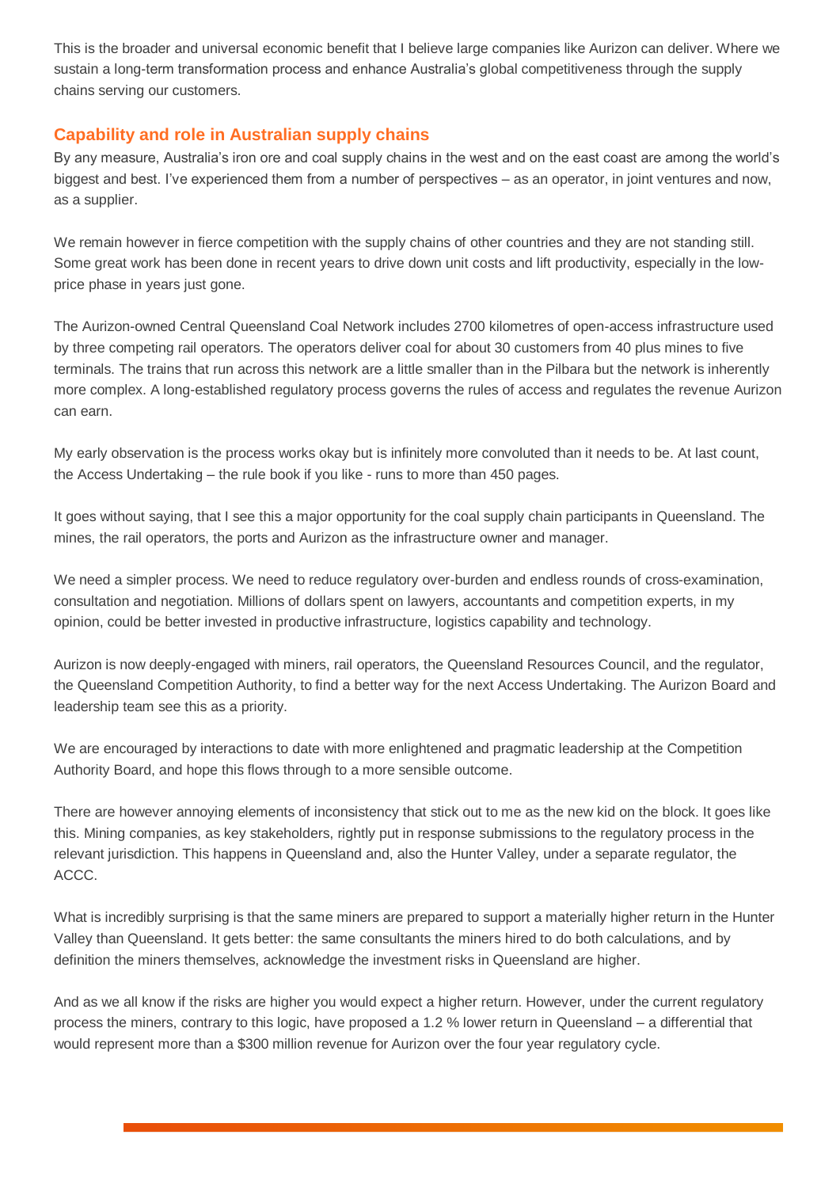This is the broader and universal economic benefit that I believe large companies like Aurizon can deliver. Where we sustain a long-term transformation process and enhance Australia's global competitiveness through the supply chains serving our customers.

## Capability and role in Australian supply chains

By any measure, Australia's iron ore and coal supply chains in the west and on the east coast are among the world's biggest and best. I've experienced them from a number of perspectives – as an operator, in joint ventures and now, as a supplier.

We remain however in fierce competition with the supply chains of other countries and they are not standing still. Some great work has been done in recent years to drive down unit costs and lift productivity, especially in the low-price phase in years just gone.

The Aurizon-owned Central Queensland Coal Network includes 2700 kilometres of open-access infrastructure used by three competing rail operators. The operators deliver coal for about 30 customers from 40 plus mines to five terminals. The trains that run across this network are a little smaller than in the Pilbara but the network is inherently more complex. A long-established regulatory process governs the rules of access and regulates the revenue Aurizon can earn.

My early observation is the process works okay but is infinitely more convoluted than it needs to be. At last count, the Access Undertaking – the rule book if you like - runs to more than 450 pages.

It goes without saying, that I see this a major opportunity for the coal supply chain participants in Queensland. The mines, the rail operators, the ports and Aurizon as the infrastructure owner and manager.

We need a simpler process. We need to reduce regulatory over-burden and endless rounds of cross-examination, consultation and negotiation. Millions of dollars spent on lawyers, accountants and competition experts, in my opinion, could be better invested in productive infrastructure, logistics capability and technology.

Aurizon is now deeply-engaged with miners, rail operators, the Queensland Resources Council, and the regulator, the Queensland Competition Authority, to find a better way for the next Access Undertaking. The Aurizon Board and leadership team see this as a priority.

We are encouraged by interactions to date with more enlightened and pragmatic leadership at the Competition Authority Board, and hope this flows through to a more sensible outcome.

There are however annoying elements of inconsistency that stick out to me as the new kid on the block. It goes like this. Mining companies, as key stakeholders, rightly put in response submissions to the regulatory process in the relevant jurisdiction. This happens in Queensland and, also the Hunter Valley, under a separate regulator, the ACCC.

What is incredibly surprising is that the same miners are prepared to support a materially higher return in the Hunter Valley than Queensland. It gets better: the same consultants the miners hired to do both calculations, and by definition the miners themselves, acknowledge the investment risks in Queensland are higher.

And as we all know if the risks are higher you would expect a higher return. However, under the current regulatory process the miners, contrary to this logic, have proposed a 1.2 % lower return in Queensland – a differential that would represent more than a $300 million revenue for Aurizon over the four year regulatory cycle.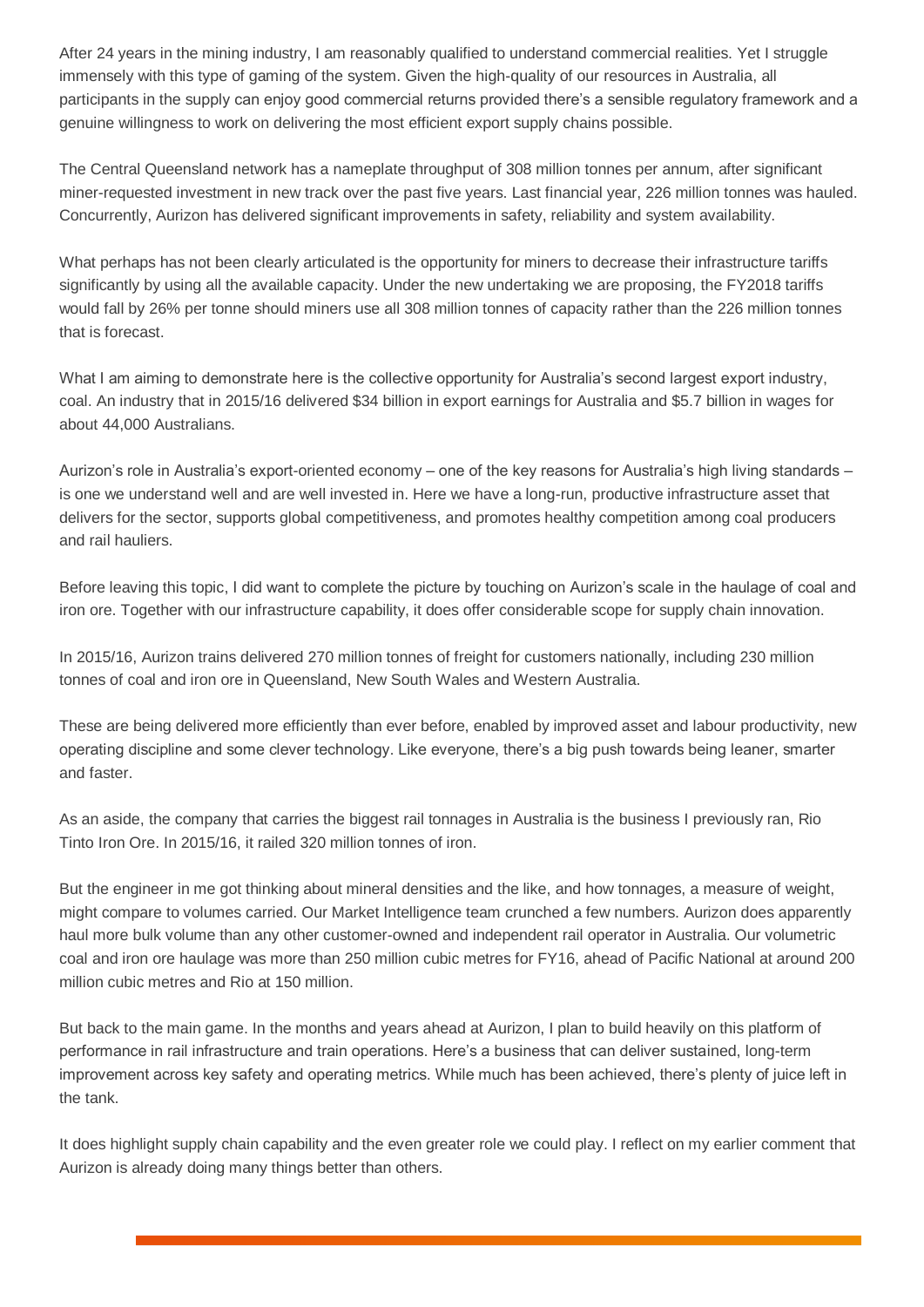After 24 years in the mining industry, I am reasonably qualified to understand commercial realities. Yet I struggle immensely with this type of gaming of the system. Given the high-quality of our resources in Australia, all participants in the supply can enjoy good commercial returns provided there's a sensible regulatory framework and a genuine willingness to work on delivering the most efficient export supply chains possible.

The Central Queensland network has a nameplate throughput of 308 million tonnes per annum, after significant miner-requested investment in new track over the past five years. Last financial year, 226 million tonnes was hauled. Concurrently, Aurizon has delivered significant improvements in safety, reliability and system availability.

What perhaps has not been clearly articulated is the opportunity for miners to decrease their infrastructure tariffs significantly by using all the available capacity. Under the new undertaking we are proposing, the FY2018 tariffs would fall by 26% per tonne should miners use all 308 million tonnes of capacity rather than the 226 million tonnes that is forecast.

What I am aiming to demonstrate here is the collective opportunity for Australia's second largest export industry, coal. An industry that in 2015/16 delivered $34 billion in export earnings for Australia and $5.7 billion in wages for about 44,000 Australians.

Aurizon's role in Australia's export-oriented economy – one of the key reasons for Australia's high living standards – is one we understand well and are well invested in. Here we have a long-run, productive infrastructure asset that delivers for the sector, supports global competitiveness, and promotes healthy competition among coal producers and rail hauliers.

Before leaving this topic, I did want to complete the picture by touching on Aurizon's scale in the haulage of coal and iron ore. Together with our infrastructure capability, it does offer considerable scope for supply chain innovation.

In 2015/16, Aurizon trains delivered 270 million tonnes of freight for customers nationally, including 230 million tonnes of coal and iron ore in Queensland, New South Wales and Western Australia.

These are being delivered more efficiently than ever before, enabled by improved asset and labour productivity, new operating discipline and some clever technology. Like everyone, there's a big push towards being leaner, smarter and faster.

As an aside, the company that carries the biggest rail tonnages in Australia is the business I previously ran, Rio Tinto Iron Ore. In 2015/16, it railed 320 million tonnes of iron.

But the engineer in me got thinking about mineral densities and the like, and how tonnages, a measure of weight, might compare to volumes carried. Our Market Intelligence team crunched a few numbers. Aurizon does apparently haul more bulk volume than any other customer-owned and independent rail operator in Australia. Our volumetric coal and iron ore haulage was more than 250 million cubic metres for FY16, ahead of Pacific National at around 200 million cubic metres and Rio at 150 million.

But back to the main game. In the months and years ahead at Aurizon, I plan to build heavily on this platform of performance in rail infrastructure and train operations. Here's a business that can deliver sustained, long-term improvement across key safety and operating metrics. While much has been achieved, there's plenty of juice left in the tank.

It does highlight supply chain capability and the even greater role we could play. I reflect on my earlier comment that Aurizon is already doing many things better than others.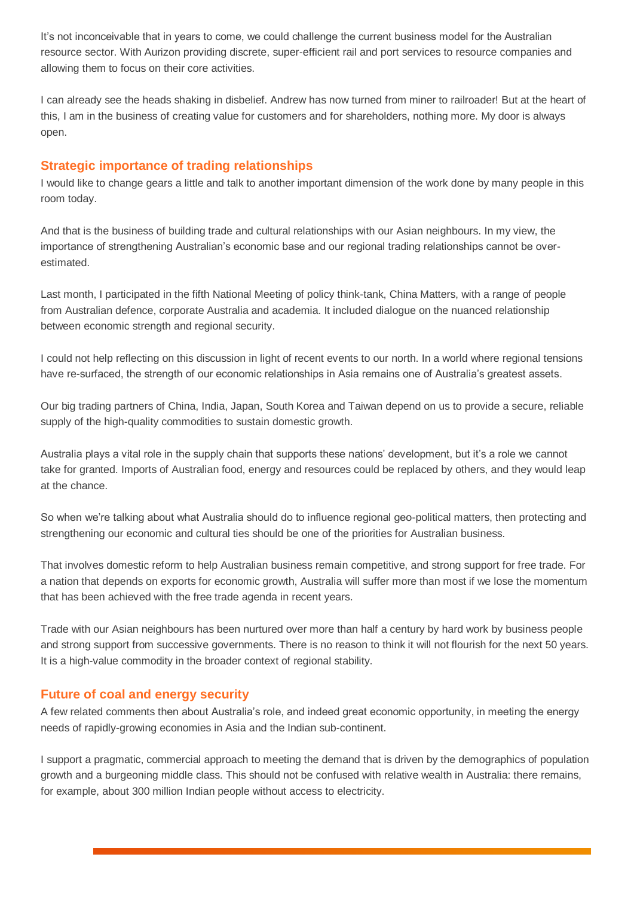It's not inconceivable that in years to come, we could challenge the current business model for the Australian resource sector. With Aurizon providing discrete, super-efficient rail and port services to resource companies and allowing them to focus on their core activities.

I can already see the heads shaking in disbelief. Andrew has now turned from miner to railroader! But at the heart of this, I am in the business of creating value for customers and for shareholders, nothing more. My door is always open.

## Strategic importance of trading relationships

I would like to change gears a little and talk to another important dimension of the work done by many people in this room today.

And that is the business of building trade and cultural relationships with our Asian neighbours. In my view, the importance of strengthening Australian's economic base and our regional trading relationships cannot be over-estimated.

Last month, I participated in the fifth National Meeting of policy think-tank, China Matters, with a range of people from Australian defence, corporate Australia and academia. It included dialogue on the nuanced relationship between economic strength and regional security.

I could not help reflecting on this discussion in light of recent events to our north. In a world where regional tensions have re-surfaced, the strength of our economic relationships in Asia remains one of Australia's greatest assets.

Our big trading partners of China, India, Japan, South Korea and Taiwan depend on us to provide a secure, reliable supply of the high-quality commodities to sustain domestic growth.

Australia plays a vital role in the supply chain that supports these nations' development, but it's a role we cannot take for granted. Imports of Australian food, energy and resources could be replaced by others, and they would leap at the chance.

So when we're talking about what Australia should do to influence regional geo-political matters, then protecting and strengthening our economic and cultural ties should be one of the priorities for Australian business.

That involves domestic reform to help Australian business remain competitive, and strong support for free trade. For a nation that depends on exports for economic growth, Australia will suffer more than most if we lose the momentum that has been achieved with the free trade agenda in recent years.

Trade with our Asian neighbours has been nurtured over more than half a century by hard work by business people and strong support from successive governments. There is no reason to think it will not flourish for the next 50 years. It is a high-value commodity in the broader context of regional stability.

## Future of coal and energy security

A few related comments then about Australia's role, and indeed great economic opportunity, in meeting the energy needs of rapidly-growing economies in Asia and the Indian sub-continent.

I support a pragmatic, commercial approach to meeting the demand that is driven by the demographics of population growth and a burgeoning middle class. This should not be confused with relative wealth in Australia: there remains, for example, about 300 million Indian people without access to electricity.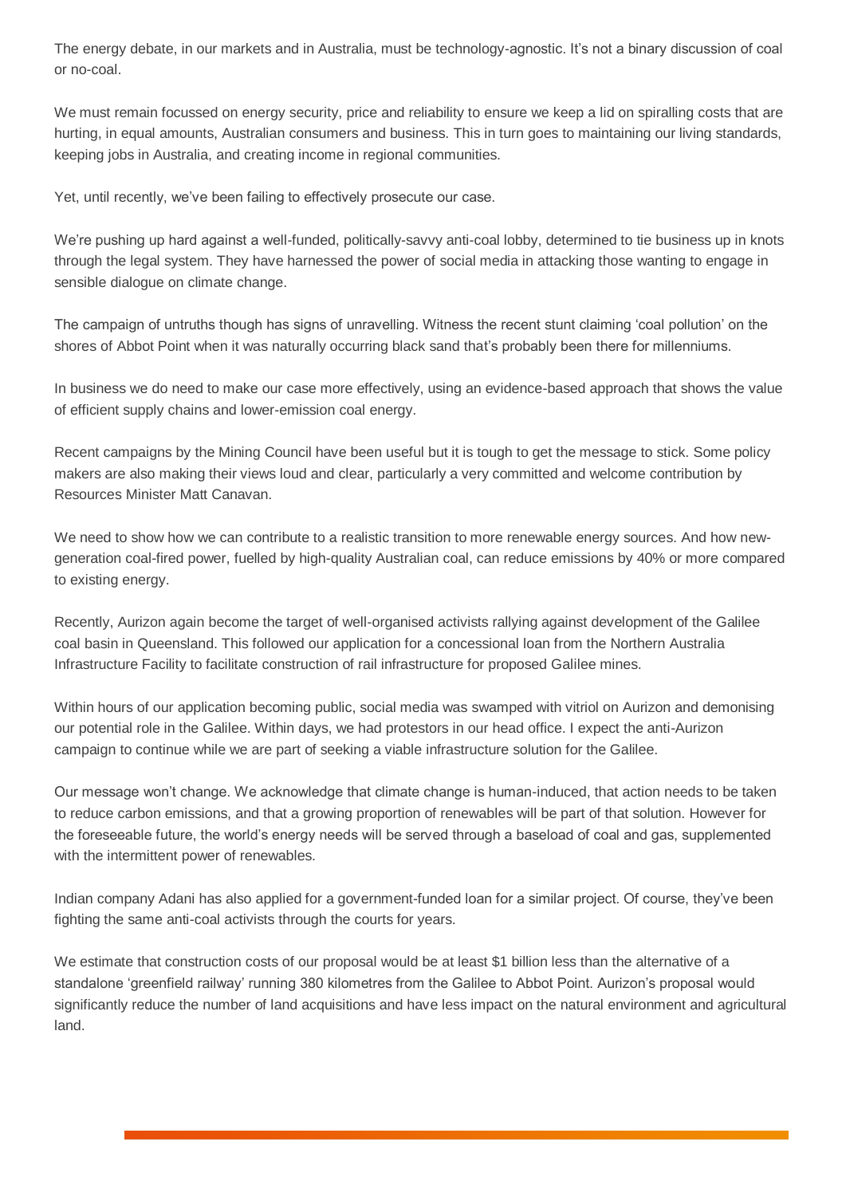The energy debate, in our markets and in Australia, must be technology-agnostic. It's not a binary discussion of coal or no-coal.

We must remain focussed on energy security, price and reliability to ensure we keep a lid on spiralling costs that are hurting, in equal amounts, Australian consumers and business. This in turn goes to maintaining our living standards, keeping jobs in Australia, and creating income in regional communities.

Yet, until recently, we've been failing to effectively prosecute our case.

We're pushing up hard against a well-funded, politically-savvy anti-coal lobby, determined to tie business up in knots through the legal system. They have harnessed the power of social media in attacking those wanting to engage in sensible dialogue on climate change.

The campaign of untruths though has signs of unravelling. Witness the recent stunt claiming 'coal pollution' on the shores of Abbot Point when it was naturally occurring black sand that's probably been there for millenniums.

In business we do need to make our case more effectively, using an evidence-based approach that shows the value of efficient supply chains and lower-emission coal energy.

Recent campaigns by the Mining Council have been useful but it is tough to get the message to stick. Some policy makers are also making their views loud and clear, particularly a very committed and welcome contribution by Resources Minister Matt Canavan.

We need to show how we can contribute to a realistic transition to more renewable energy sources. And how new-generation coal-fired power, fuelled by high-quality Australian coal, can reduce emissions by 40% or more compared to existing energy.

Recently, Aurizon again become the target of well-organised activists rallying against development of the Galilee coal basin in Queensland. This followed our application for a concessional loan from the Northern Australia Infrastructure Facility to facilitate construction of rail infrastructure for proposed Galilee mines.

Within hours of our application becoming public, social media was swamped with vitriol on Aurizon and demonising our potential role in the Galilee. Within days, we had protestors in our head office. I expect the anti-Aurizon campaign to continue while we are part of seeking a viable infrastructure solution for the Galilee.

Our message won't change. We acknowledge that climate change is human-induced, that action needs to be taken to reduce carbon emissions, and that a growing proportion of renewables will be part of that solution. However for the foreseeable future, the world's energy needs will be served through a baseload of coal and gas, supplemented with the intermittent power of renewables.

Indian company Adani has also applied for a government-funded loan for a similar project. Of course, they've been fighting the same anti-coal activists through the courts for years.

We estimate that construction costs of our proposal would be at least $1 billion less than the alternative of a standalone 'greenfield railway' running 380 kilometres from the Galilee to Abbot Point. Aurizon's proposal would significantly reduce the number of land acquisitions and have less impact on the natural environment and agricultural land.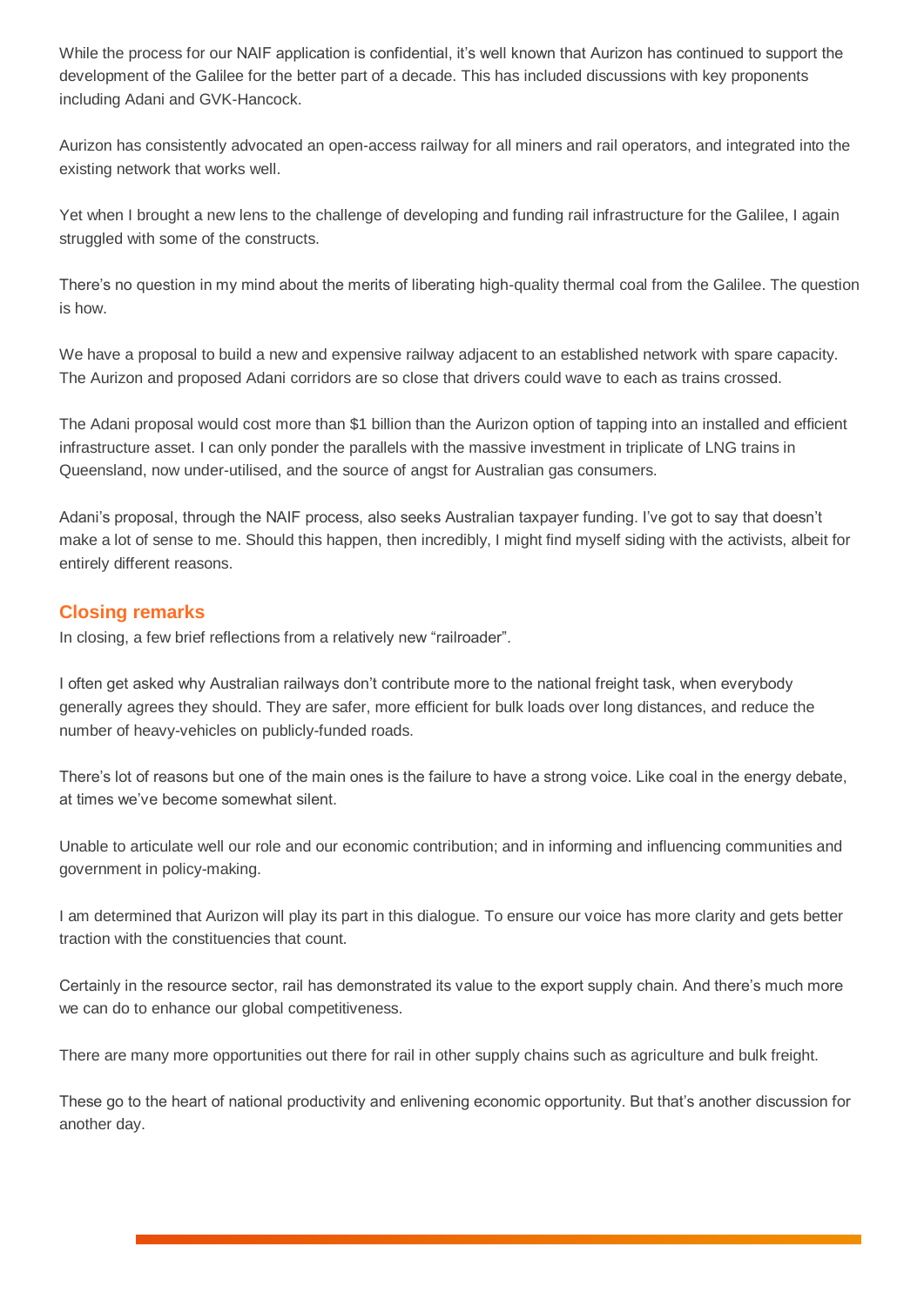While the process for our NAIF application is confidential, it's well known that Aurizon has continued to support the development of the Galilee for the better part of a decade. This has included discussions with key proponents including Adani and GVK-Hancock.

Aurizon has consistently advocated an open-access railway for all miners and rail operators, and integrated into the existing network that works well.

Yet when I brought a new lens to the challenge of developing and funding rail infrastructure for the Galilee, I again struggled with some of the constructs.

There's no question in my mind about the merits of liberating high-quality thermal coal from the Galilee. The question is how.

We have a proposal to build a new and expensive railway adjacent to an established network with spare capacity. The Aurizon and proposed Adani corridors are so close that drivers could wave to each as trains crossed.

The Adani proposal would cost more than $1 billion than the Aurizon option of tapping into an installed and efficient infrastructure asset. I can only ponder the parallels with the massive investment in triplicate of LNG trains in Queensland, now under-utilised, and the source of angst for Australian gas consumers.

Adani's proposal, through the NAIF process, also seeks Australian taxpayer funding. I've got to say that doesn't make a lot of sense to me. Should this happen, then incredibly, I might find myself siding with the activists, albeit for entirely different reasons.

## Closing remarks

In closing, a few brief reflections from a relatively new "railroader".

I often get asked why Australian railways don't contribute more to the national freight task, when everybody generally agrees they should. They are safer, more efficient for bulk loads over long distances, and reduce the number of heavy-vehicles on publicly-funded roads.

There's lot of reasons but one of the main ones is the failure to have a strong voice. Like coal in the energy debate, at times we've become somewhat silent.

Unable to articulate well our role and our economic contribution; and in informing and influencing communities and government in policy-making.

I am determined that Aurizon will play its part in this dialogue. To ensure our voice has more clarity and gets better traction with the constituencies that count.

Certainly in the resource sector, rail has demonstrated its value to the export supply chain. And there's much more we can do to enhance our global competitiveness.

There are many more opportunities out there for rail in other supply chains such as agriculture and bulk freight.

These go to the heart of national productivity and enlivening economic opportunity. But that's another discussion for another day.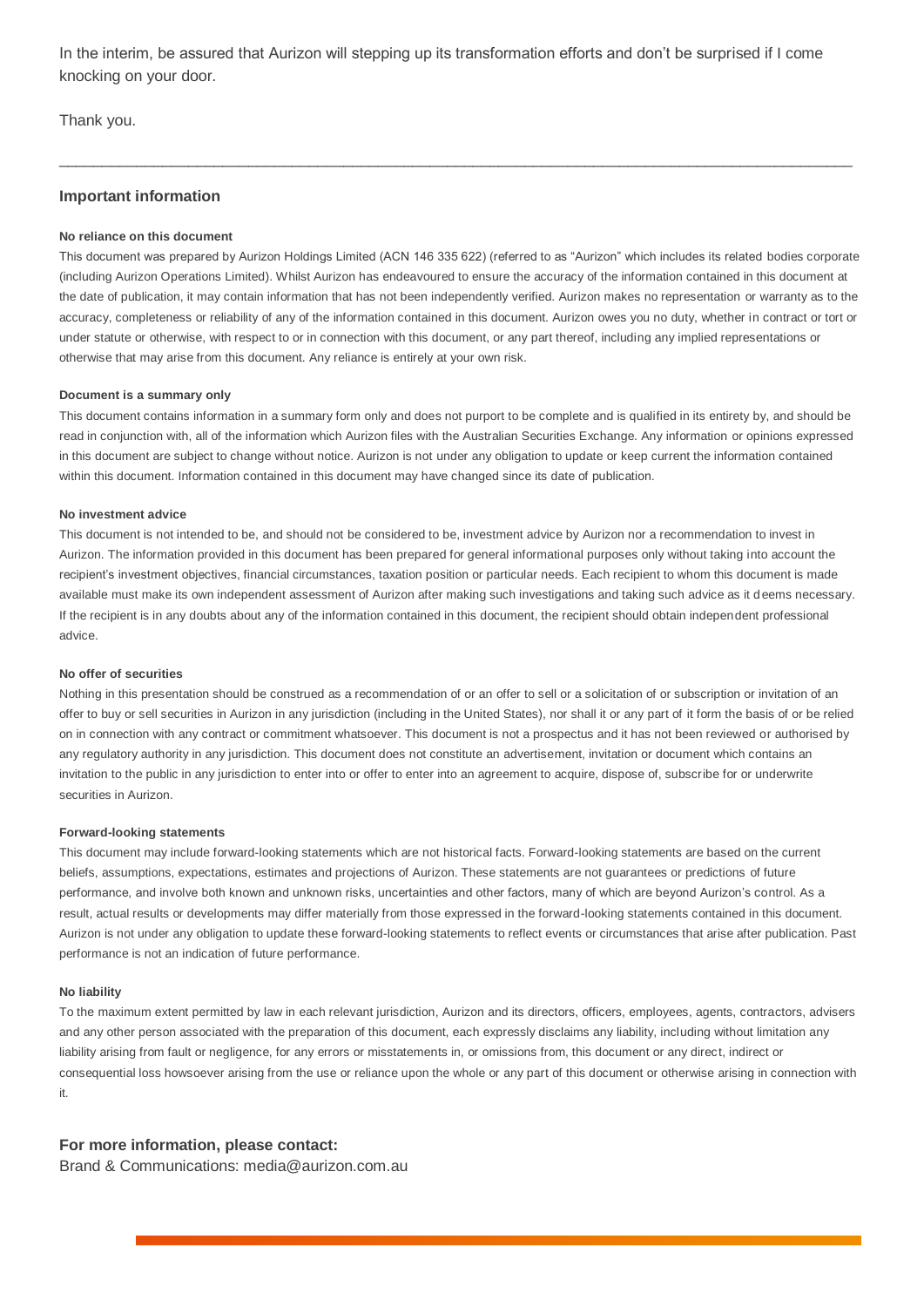In the interim, be assured that Aurizon will stepping up its transformation efforts and don't be surprised if I come knocking on your door.

Thank you.

---

## Important information

**No reliance on this document**

This document was prepared by Aurizon Holdings Limited (ACN 146 335 622) (referred to as "Aurizon" which includes its related bodies corporate (including Aurizon Operations Limited). Whilst Aurizon has endeavoured to ensure the accuracy of the information contained in this document at the date of publication, it may contain information that has not been independently verified. Aurizon makes no representation or warranty as to the accuracy, completeness or reliability of any of the information contained in this document. Aurizon owes you no duty, whether in contract or tort or under statute or otherwise, with respect to or in connection with this document, or any part thereof, including any implied representations or otherwise that may arise from this document. Any reliance is entirely at your own risk.

**Document is a summary only**

This document contains information in a summary form only and does not purport to be complete and is qualified in its entirety by, and should be read in conjunction with, all of the information which Aurizon files with the Australian Securities Exchange. Any information or opinions expressed in this document are subject to change without notice. Aurizon is not under any obligation to update or keep current the information contained within this document. Information contained in this document may have changed since its date of publication.

**No investment advice**

This document is not intended to be, and should not be considered to be, investment advice by Aurizon nor a recommendation to invest in Aurizon. The information provided in this document has been prepared for general informational purposes only without taking into account the recipient's investment objectives, financial circumstances, taxation position or particular needs. Each recipient to whom this document is made available must make its own independent assessment of Aurizon after making such investigations and taking such advice as it deems necessary. If the recipient is in any doubts about any of the information contained in this document, the recipient should obtain independent professional advice.

**No offer of securities**

Nothing in this presentation should be construed as a recommendation of or an offer to sell or a solicitation of or subscription or invitation of an offer to buy or sell securities in Aurizon in any jurisdiction (including in the United States), nor shall it or any part of it form the basis of or be relied on in connection with any contract or commitment whatsoever. This document is not a prospectus and it has not been reviewed or authorised by any regulatory authority in any jurisdiction. This document does not constitute an advertisement, invitation or document which contains an invitation to the public in any jurisdiction to enter into or offer to enter into an agreement to acquire, dispose of, subscribe for or underwrite securities in Aurizon.

**Forward-looking statements**

This document may include forward-looking statements which are not historical facts. Forward-looking statements are based on the current beliefs, assumptions, expectations, estimates and projections of Aurizon. These statements are not guarantees or predictions of future performance, and involve both known and unknown risks, uncertainties and other factors, many of which are beyond Aurizon's control. As a result, actual results or developments may differ materially from those expressed in the forward-looking statements contained in this document. Aurizon is not under any obligation to update these forward-looking statements to reflect events or circumstances that arise after publication. Past performance is not an indication of future performance.

**No liability**

To the maximum extent permitted by law in each relevant jurisdiction, Aurizon and its directors, officers, employees, agents, contractors, advisers and any other person associated with the preparation of this document, each expressly disclaims any liability, including without limitation any liability arising from fault or negligence, for any errors or misstatements in, or omissions from, this document or any direct, indirect or consequential loss howsoever arising from the use or reliance upon the whole or any part of this document or otherwise arising in connection with it.

### For more information, please contact:

Brand & Communications: media@aurizon.com.au